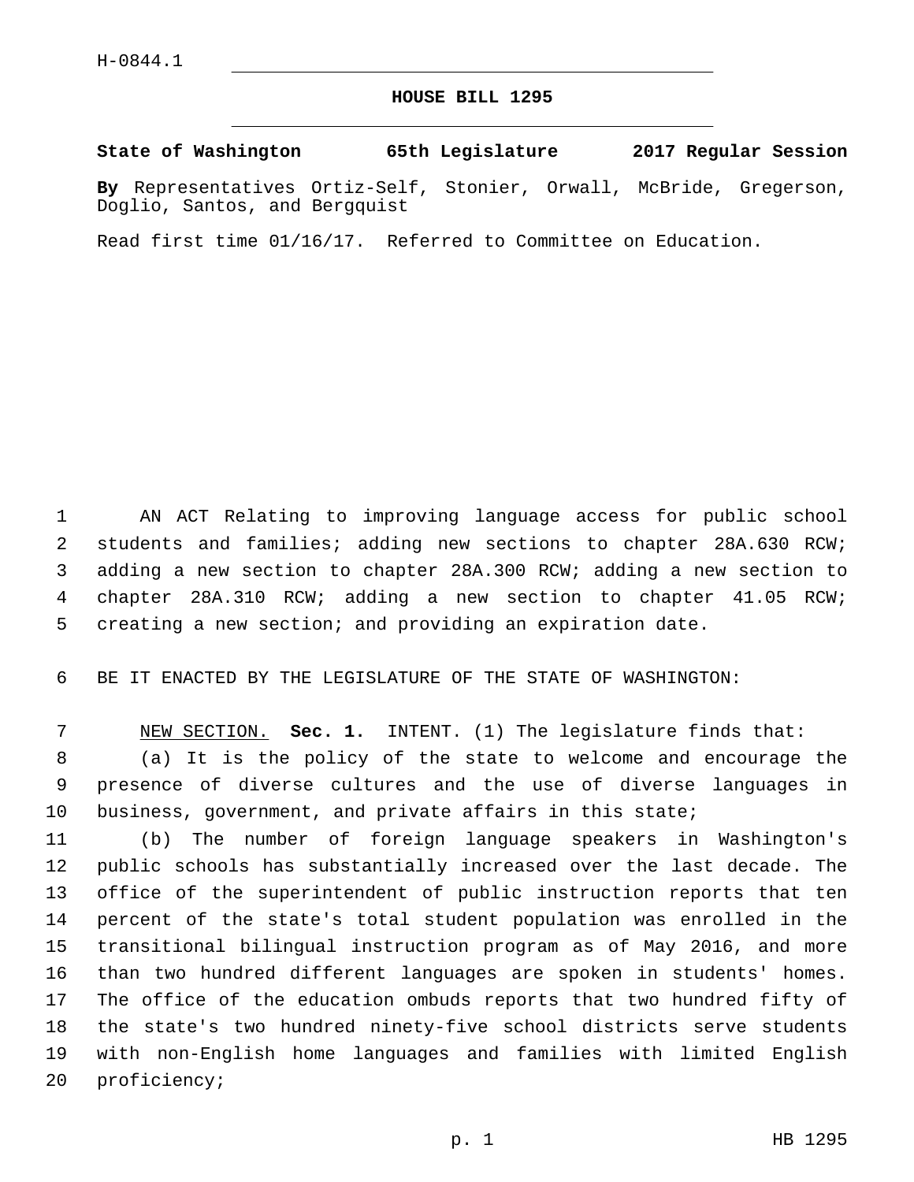H-0844.1

# HOUSE BILL 1295

**State of Washington 65th Legislature 2017 Regular Session**

**By** Representatives Ortiz-Self, Stonier, Orwall, McBride, Gregerson, Doglio, Santos, and Bergquist

Read first time 01/16/17. Referred to Committee on Education.

AN ACT Relating to improving language access for public school students and families; adding new sections to chapter 28A.630 RCW; adding a new section to chapter 28A.300 RCW; adding a new section to chapter 28A.310 RCW; adding a new section to chapter 41.05 RCW; creating a new section; and providing an expiration date.

BE IT ENACTED BY THE LEGISLATURE OF THE STATE OF WASHINGTON:

NEW SECTION. **Sec. 1.** INTENT. (1) The legislature finds that:

(a) It is the policy of the state to welcome and encourage the presence of diverse cultures and the use of diverse languages in business, government, and private affairs in this state;

(b) The number of foreign language speakers in Washington's public schools has substantially increased over the last decade. The office of the superintendent of public instruction reports that ten percent of the state's total student population was enrolled in the transitional bilingual instruction program as of May 2016, and more than two hundred different languages are spoken in students' homes. The office of the education ombuds reports that two hundred fifty of the state's two hundred ninety-five school districts serve students with non-English home languages and families with limited English proficiency;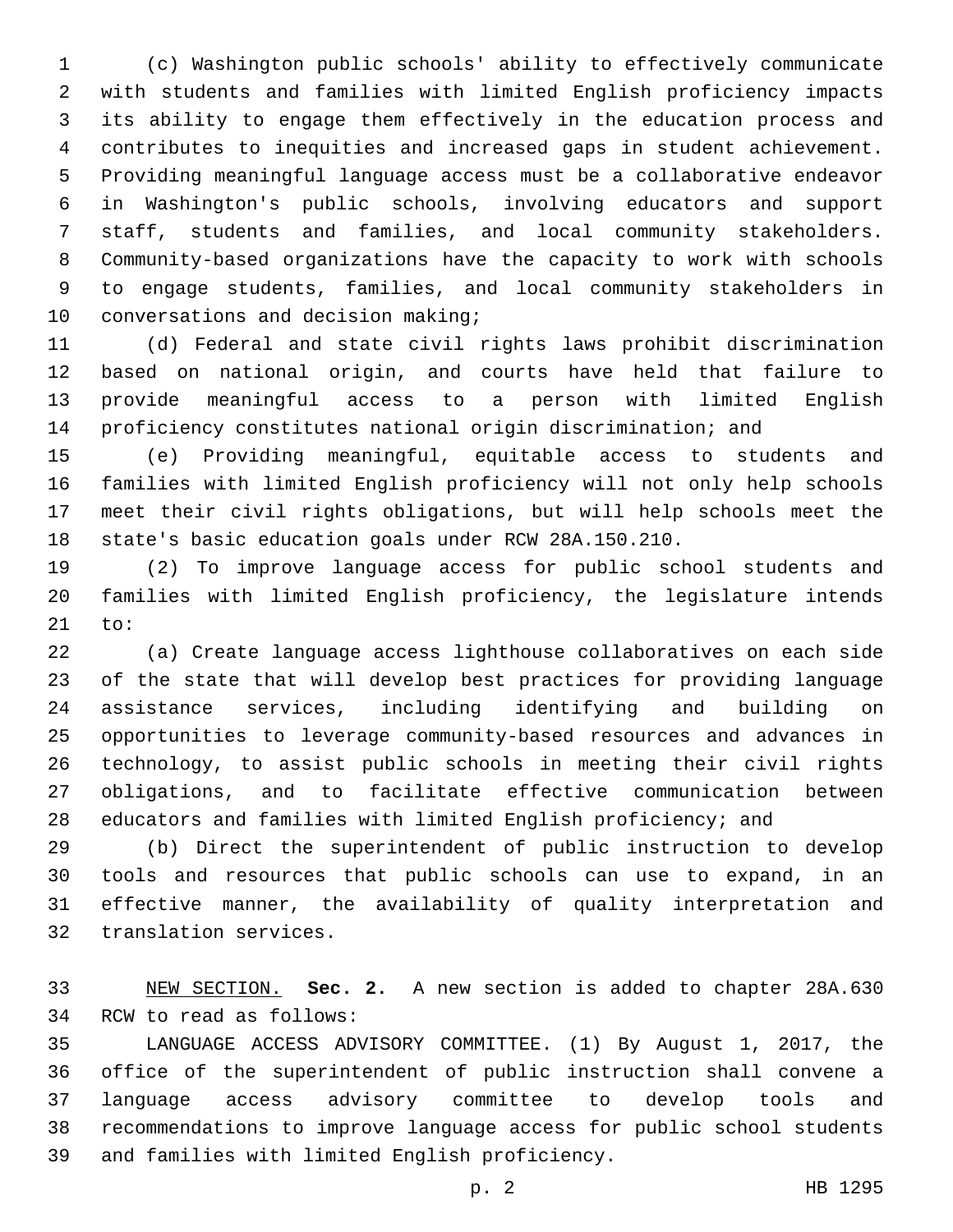(c) Washington public schools' ability to effectively communicate with students and families with limited English proficiency impacts its ability to engage them effectively in the education process and contributes to inequities and increased gaps in student achievement. Providing meaningful language access must be a collaborative endeavor in Washington's public schools, involving educators and support staff, students and families, and local community stakeholders. Community-based organizations have the capacity to work with schools to engage students, families, and local community stakeholders in conversations and decision making;

(d) Federal and state civil rights laws prohibit discrimination based on national origin, and courts have held that failure to provide meaningful access to a person with limited English proficiency constitutes national origin discrimination; and

(e) Providing meaningful, equitable access to students and families with limited English proficiency will not only help schools meet their civil rights obligations, but will help schools meet the state's basic education goals under RCW 28A.150.210.

(2) To improve language access for public school students and families with limited English proficiency, the legislature intends to:

(a) Create language access lighthouse collaboratives on each side of the state that will develop best practices for providing language assistance services, including identifying and building on opportunities to leverage community-based resources and advances in technology, to assist public schools in meeting their civil rights obligations, and to facilitate effective communication between educators and families with limited English proficiency; and

(b) Direct the superintendent of public instruction to develop tools and resources that public schools can use to expand, in an effective manner, the availability of quality interpretation and translation services.

NEW SECTION. **Sec. 2.** A new section is added to chapter 28A.630 RCW to read as follows:

LANGUAGE ACCESS ADVISORY COMMITTEE. (1) By August 1, 2017, the office of the superintendent of public instruction shall convene a language access advisory committee to develop tools and recommendations to improve language access for public school students and families with limited English proficiency.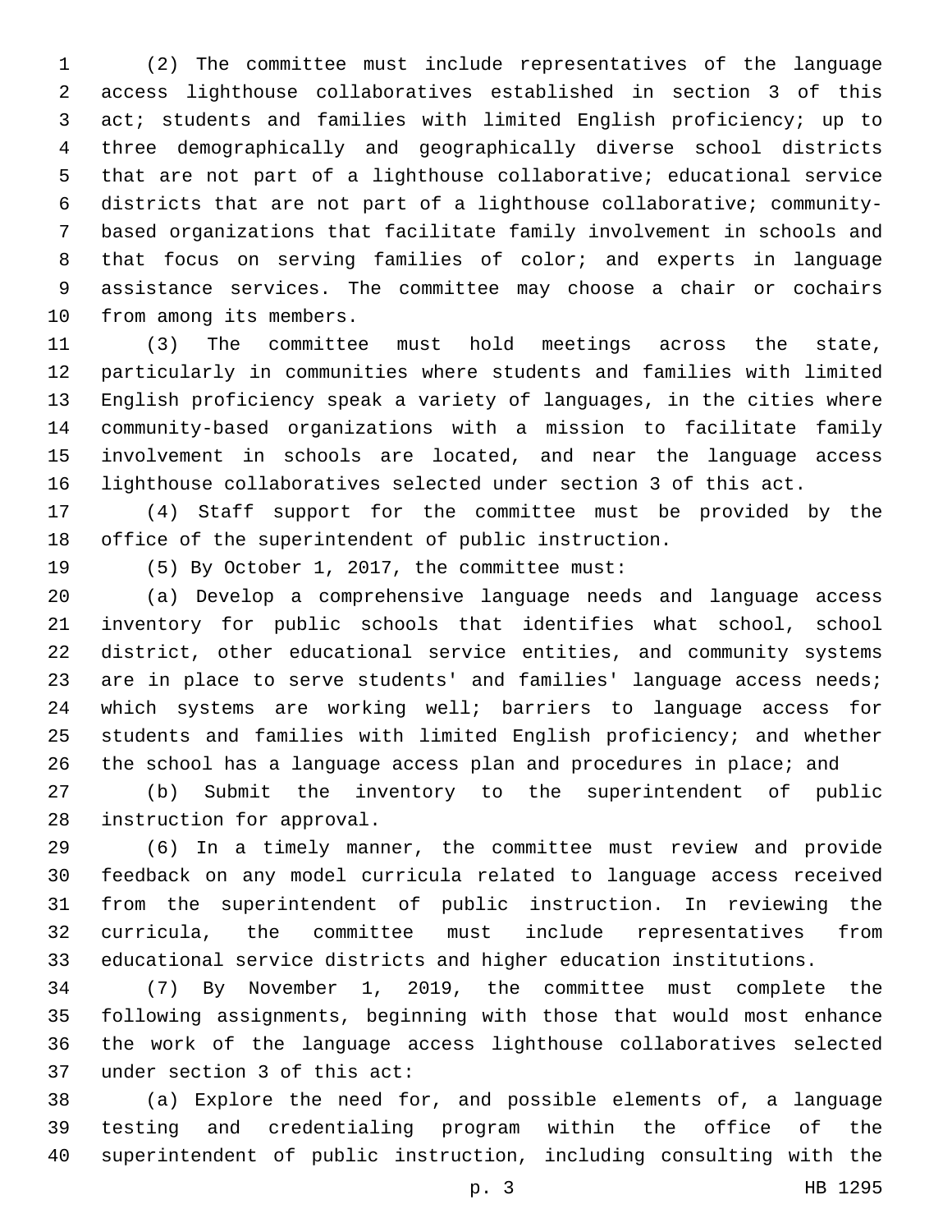(2) The committee must include representatives of the language access lighthouse collaboratives established in section 3 of this act; students and families with limited English proficiency; up to three demographically and geographically diverse school districts that are not part of a lighthouse collaborative; educational service districts that are not part of a lighthouse collaborative; community-based organizations that facilitate family involvement in schools and that focus on serving families of color; and experts in language assistance services. The committee may choose a chair or cochairs from among its members.

(3) The committee must hold meetings across the state, particularly in communities where students and families with limited English proficiency speak a variety of languages, in the cities where community-based organizations with a mission to facilitate family involvement in schools are located, and near the language access lighthouse collaboratives selected under section 3 of this act.

(4) Staff support for the committee must be provided by the office of the superintendent of public instruction.

(5) By October 1, 2017, the committee must:

(a) Develop a comprehensive language needs and language access inventory for public schools that identifies what school, school district, other educational service entities, and community systems are in place to serve students' and families' language access needs; which systems are working well; barriers to language access for students and families with limited English proficiency; and whether the school has a language access plan and procedures in place; and

(b) Submit the inventory to the superintendent of public instruction for approval.

(6) In a timely manner, the committee must review and provide feedback on any model curricula related to language access received from the superintendent of public instruction. In reviewing the curricula, the committee must include representatives from educational service districts and higher education institutions.

(7) By November 1, 2019, the committee must complete the following assignments, beginning with those that would most enhance the work of the language access lighthouse collaboratives selected under section 3 of this act:

(a) Explore the need for, and possible elements of, a language testing and credentialing program within the office of the superintendent of public instruction, including consulting with the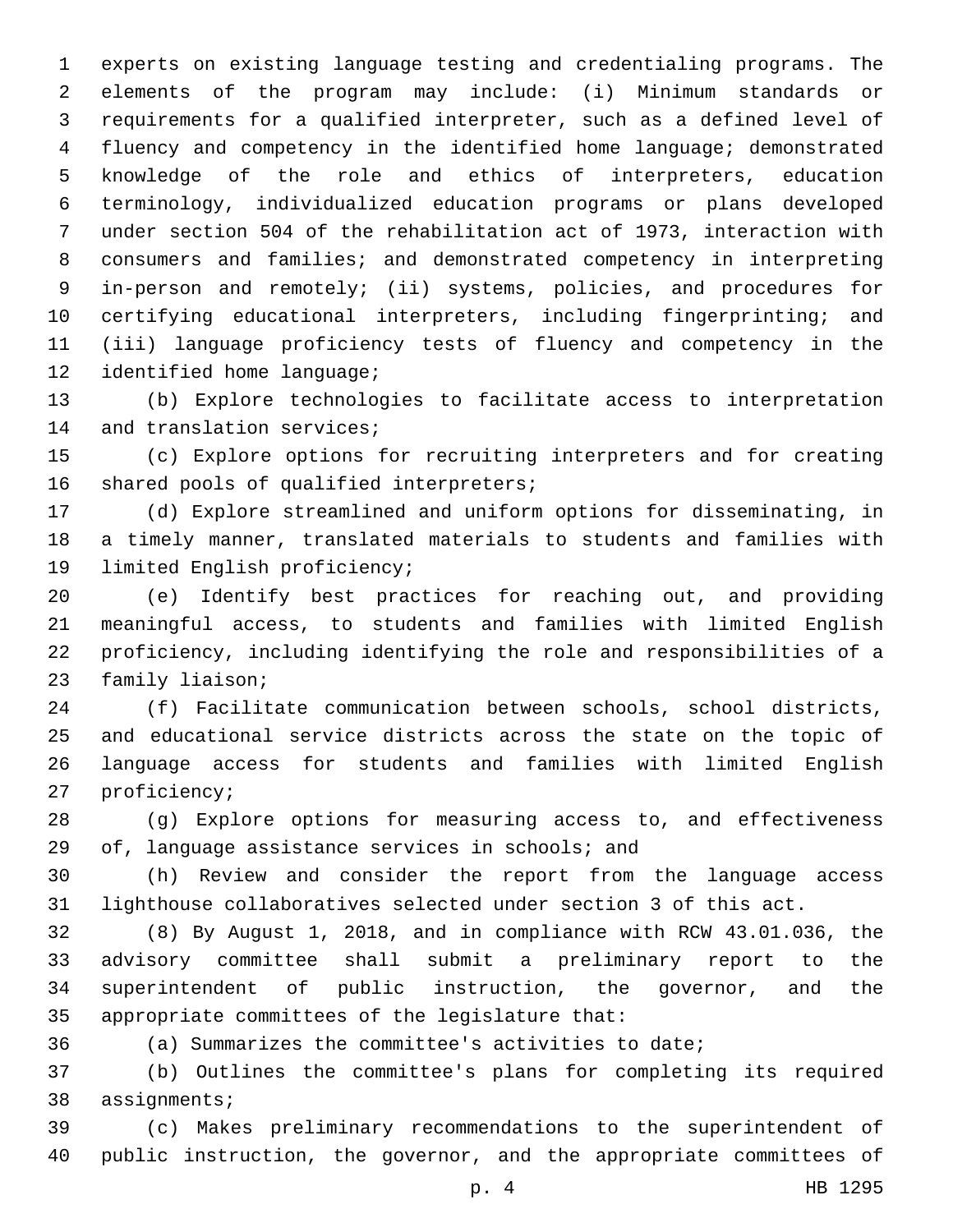experts on existing language testing and credentialing programs. The elements of the program may include: (i) Minimum standards or requirements for a qualified interpreter, such as a defined level of fluency and competency in the identified home language; demonstrated knowledge of the role and ethics of interpreters, education terminology, individualized education programs or plans developed under section 504 of the rehabilitation act of 1973, interaction with consumers and families; and demonstrated competency in interpreting in-person and remotely; (ii) systems, policies, and procedures for certifying educational interpreters, including fingerprinting; and (iii) language proficiency tests of fluency and competency in the identified home language;

(b) Explore technologies to facilitate access to interpretation and translation services;

(c) Explore options for recruiting interpreters and for creating shared pools of qualified interpreters;

(d) Explore streamlined and uniform options for disseminating, in a timely manner, translated materials to students and families with limited English proficiency;

(e) Identify best practices for reaching out, and providing meaningful access, to students and families with limited English proficiency, including identifying the role and responsibilities of a family liaison;

(f) Facilitate communication between schools, school districts, and educational service districts across the state on the topic of language access for students and families with limited English proficiency;

(g) Explore options for measuring access to, and effectiveness of, language assistance services in schools; and

(h) Review and consider the report from the language access lighthouse collaboratives selected under section 3 of this act.

(8) By August 1, 2018, and in compliance with RCW 43.01.036, the advisory committee shall submit a preliminary report to the superintendent of public instruction, the governor, and the appropriate committees of the legislature that:

(a) Summarizes the committee's activities to date;

(b) Outlines the committee's plans for completing its required assignments;

(c) Makes preliminary recommendations to the superintendent of public instruction, the governor, and the appropriate committees of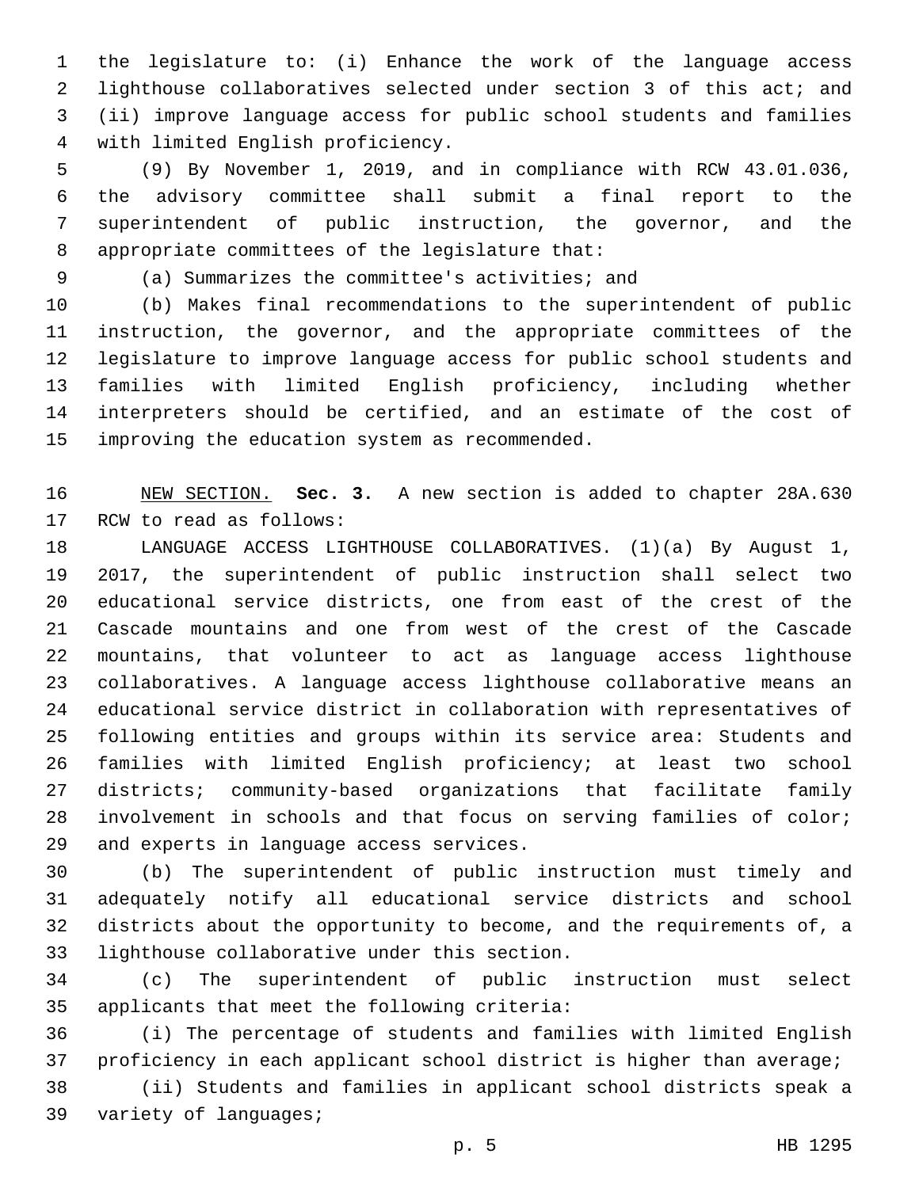the legislature to: (i) Enhance the work of the language access lighthouse collaboratives selected under section 3 of this act; and (ii) improve language access for public school students and families with limited English proficiency.

(9) By November 1, 2019, and in compliance with RCW 43.01.036, the advisory committee shall submit a final report to the superintendent of public instruction, the governor, and the appropriate committees of the legislature that:

(a) Summarizes the committee's activities; and

(b) Makes final recommendations to the superintendent of public instruction, the governor, and the appropriate committees of the legislature to improve language access for public school students and families with limited English proficiency, including whether interpreters should be certified, and an estimate of the cost of improving the education system as recommended.

NEW SECTION. **Sec. 3.** A new section is added to chapter 28A.630 RCW to read as follows:

LANGUAGE ACCESS LIGHTHOUSE COLLABORATIVES. (1)(a) By August 1, 2017, the superintendent of public instruction shall select two educational service districts, one from east of the crest of the Cascade mountains and one from west of the crest of the Cascade mountains, that volunteer to act as language access lighthouse collaboratives. A language access lighthouse collaborative means an educational service district in collaboration with representatives of following entities and groups within its service area: Students and families with limited English proficiency; at least two school districts; community-based organizations that facilitate family involvement in schools and that focus on serving families of color; and experts in language access services.

(b) The superintendent of public instruction must timely and adequately notify all educational service districts and school districts about the opportunity to become, and the requirements of, a lighthouse collaborative under this section.

(c) The superintendent of public instruction must select applicants that meet the following criteria:

(i) The percentage of students and families with limited English proficiency in each applicant school district is higher than average;

(ii) Students and families in applicant school districts speak a variety of languages;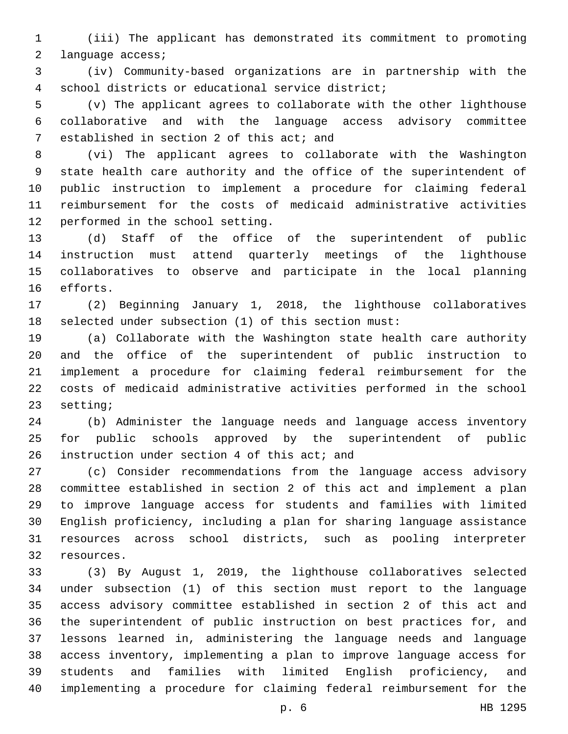(iii) The applicant has demonstrated its commitment to promoting language access;

(iv) Community-based organizations are in partnership with the school districts or educational service district;

(v) The applicant agrees to collaborate with the other lighthouse collaborative and with the language access advisory committee established in section 2 of this act; and

(vi) The applicant agrees to collaborate with the Washington state health care authority and the office of the superintendent of public instruction to implement a procedure for claiming federal reimbursement for the costs of medicaid administrative activities performed in the school setting.

(d) Staff of the office of the superintendent of public instruction must attend quarterly meetings of the lighthouse collaboratives to observe and participate in the local planning efforts.

(2) Beginning January 1, 2018, the lighthouse collaboratives selected under subsection (1) of this section must:

(a) Collaborate with the Washington state health care authority and the office of the superintendent of public instruction to implement a procedure for claiming federal reimbursement for the costs of medicaid administrative activities performed in the school setting;

(b) Administer the language needs and language access inventory for public schools approved by the superintendent of public instruction under section 4 of this act; and

(c) Consider recommendations from the language access advisory committee established in section 2 of this act and implement a plan to improve language access for students and families with limited English proficiency, including a plan for sharing language assistance resources across school districts, such as pooling interpreter resources.

(3) By August 1, 2019, the lighthouse collaboratives selected under subsection (1) of this section must report to the language access advisory committee established in section 2 of this act and the superintendent of public instruction on best practices for, and lessons learned in, administering the language needs and language access inventory, implementing a plan to improve language access for students and families with limited English proficiency, and implementing a procedure for claiming federal reimbursement for the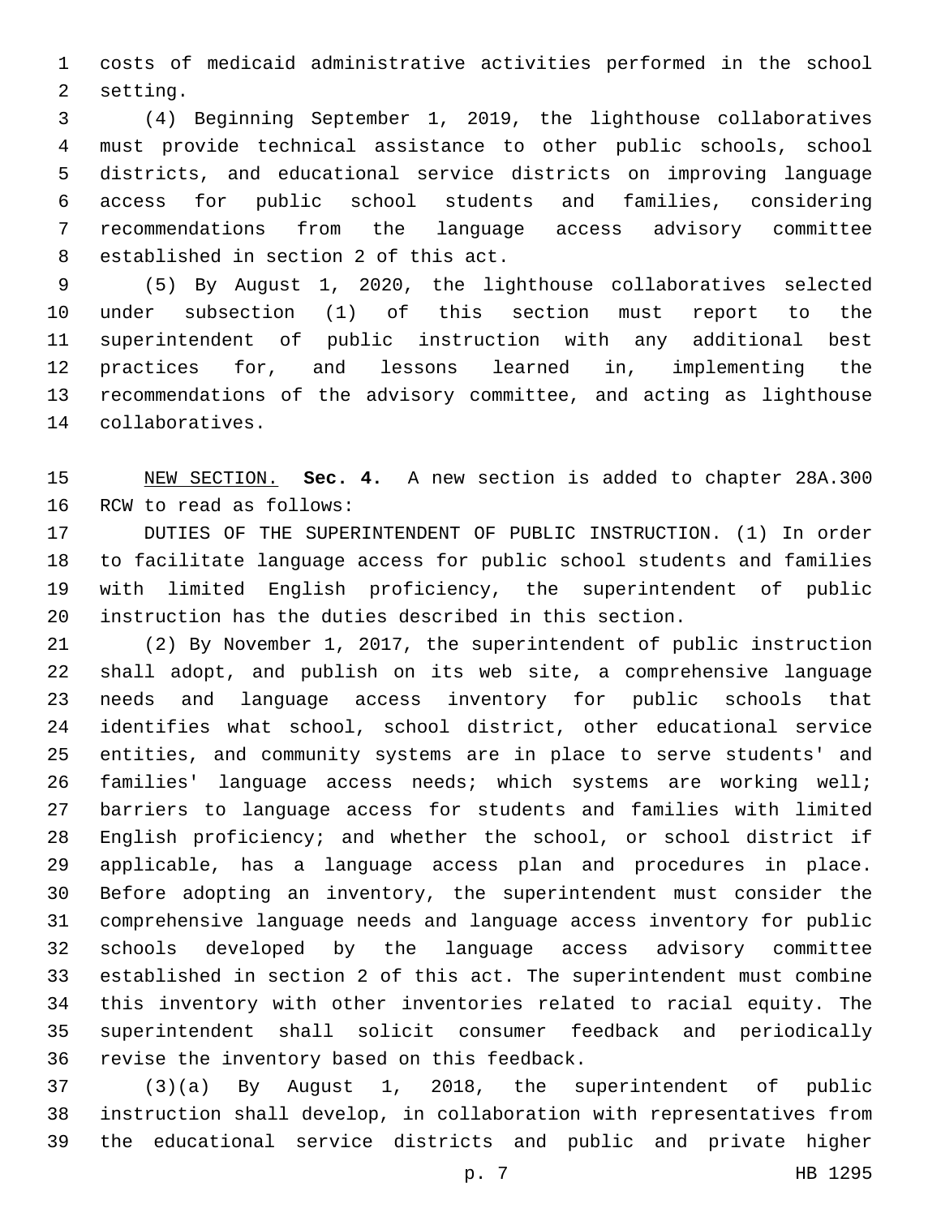costs of medicaid administrative activities performed in the school setting.

(4) Beginning September 1, 2019, the lighthouse collaboratives must provide technical assistance to other public schools, school districts, and educational service districts on improving language access for public school students and families, considering recommendations from the language access advisory committee established in section 2 of this act.

(5) By August 1, 2020, the lighthouse collaboratives selected under subsection (1) of this section must report to the superintendent of public instruction with any additional best practices for, and lessons learned in, implementing the recommendations of the advisory committee, and acting as lighthouse collaboratives.

NEW SECTION. **Sec. 4.** A new section is added to chapter 28A.300 RCW to read as follows:

DUTIES OF THE SUPERINTENDENT OF PUBLIC INSTRUCTION. (1) In order to facilitate language access for public school students and families with limited English proficiency, the superintendent of public instruction has the duties described in this section.

(2) By November 1, 2017, the superintendent of public instruction shall adopt, and publish on its web site, a comprehensive language needs and language access inventory for public schools that identifies what school, school district, other educational service entities, and community systems are in place to serve students' and families' language access needs; which systems are working well; barriers to language access for students and families with limited English proficiency; and whether the school, or school district if applicable, has a language access plan and procedures in place. Before adopting an inventory, the superintendent must consider the comprehensive language needs and language access inventory for public schools developed by the language access advisory committee established in section 2 of this act. The superintendent must combine this inventory with other inventories related to racial equity. The superintendent shall solicit consumer feedback and periodically revise the inventory based on this feedback.

(3)(a) By August 1, 2018, the superintendent of public instruction shall develop, in collaboration with representatives from the educational service districts and public and private higher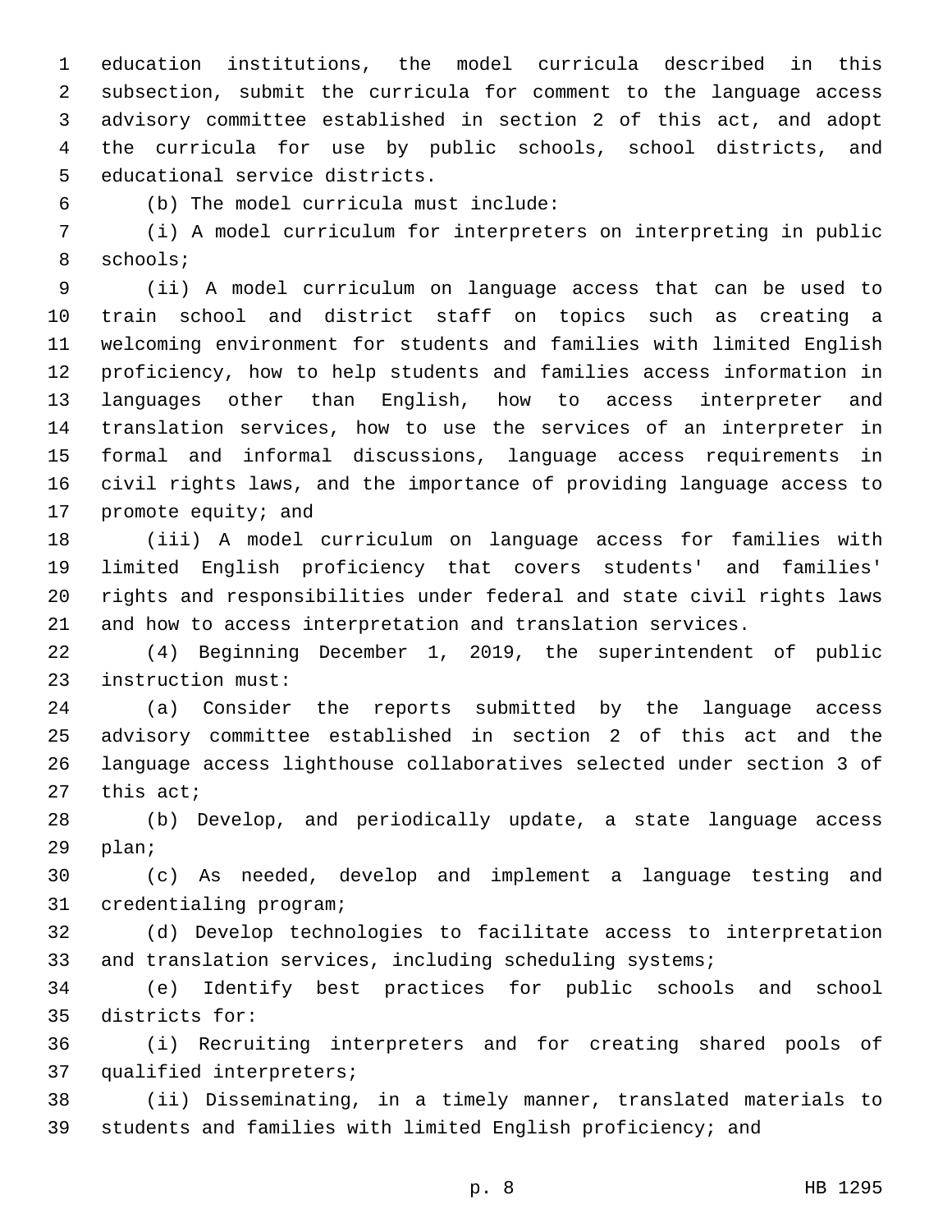education institutions, the model curricula described in this subsection, submit the curricula for comment to the language access advisory committee established in section 2 of this act, and adopt the curricula for use by public schools, school districts, and educational service districts.

(b) The model curricula must include:

(i) A model curriculum for interpreters on interpreting in public schools;

(ii) A model curriculum on language access that can be used to train school and district staff on topics such as creating a welcoming environment for students and families with limited English proficiency, how to help students and families access information in languages other than English, how to access interpreter and translation services, how to use the services of an interpreter in formal and informal discussions, language access requirements in civil rights laws, and the importance of providing language access to promote equity; and

(iii) A model curriculum on language access for families with limited English proficiency that covers students' and families' rights and responsibilities under federal and state civil rights laws and how to access interpretation and translation services.

(4) Beginning December 1, 2019, the superintendent of public instruction must:

(a) Consider the reports submitted by the language access advisory committee established in section 2 of this act and the language access lighthouse collaboratives selected under section 3 of this act;

(b) Develop, and periodically update, a state language access plan;

(c) As needed, develop and implement a language testing and credentialing program;

(d) Develop technologies to facilitate access to interpretation and translation services, including scheduling systems;

(e) Identify best practices for public schools and school districts for:

(i) Recruiting interpreters and for creating shared pools of qualified interpreters;

(ii) Disseminating, in a timely manner, translated materials to students and families with limited English proficiency; and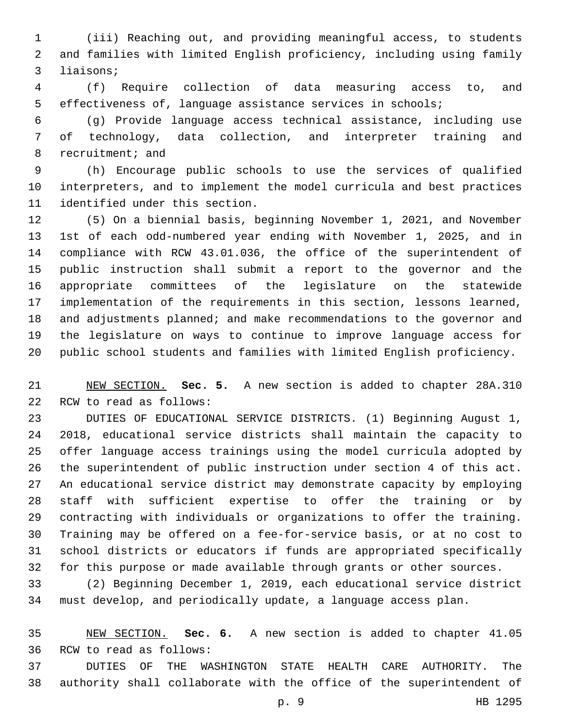(iii) Reaching out, and providing meaningful access, to students and families with limited English proficiency, including using family liaisons;

(f) Require collection of data measuring access to, and effectiveness of, language assistance services in schools;

(g) Provide language access technical assistance, including use of technology, data collection, and interpreter training and recruitment; and

(h) Encourage public schools to use the services of qualified interpreters, and to implement the model curricula and best practices identified under this section.

(5) On a biennial basis, beginning November 1, 2021, and November 1st of each odd-numbered year ending with November 1, 2025, and in compliance with RCW 43.01.036, the office of the superintendent of public instruction shall submit a report to the governor and the appropriate committees of the legislature on the statewide implementation of the requirements in this section, lessons learned, and adjustments planned; and make recommendations to the governor and the legislature on ways to continue to improve language access for public school students and families with limited English proficiency.

NEW SECTION. **Sec. 5.** A new section is added to chapter 28A.310 RCW to read as follows:

DUTIES OF EDUCATIONAL SERVICE DISTRICTS. (1) Beginning August 1, 2018, educational service districts shall maintain the capacity to offer language access trainings using the model curricula adopted by the superintendent of public instruction under section 4 of this act. An educational service district may demonstrate capacity by employing staff with sufficient expertise to offer the training or by contracting with individuals or organizations to offer the training. Training may be offered on a fee-for-service basis, or at no cost to school districts or educators if funds are appropriated specifically for this purpose or made available through grants or other sources.

(2) Beginning December 1, 2019, each educational service district must develop, and periodically update, a language access plan.

NEW SECTION. **Sec. 6.** A new section is added to chapter 41.05 RCW to read as follows:

DUTIES OF THE WASHINGTON STATE HEALTH CARE AUTHORITY. The authority shall collaborate with the office of the superintendent of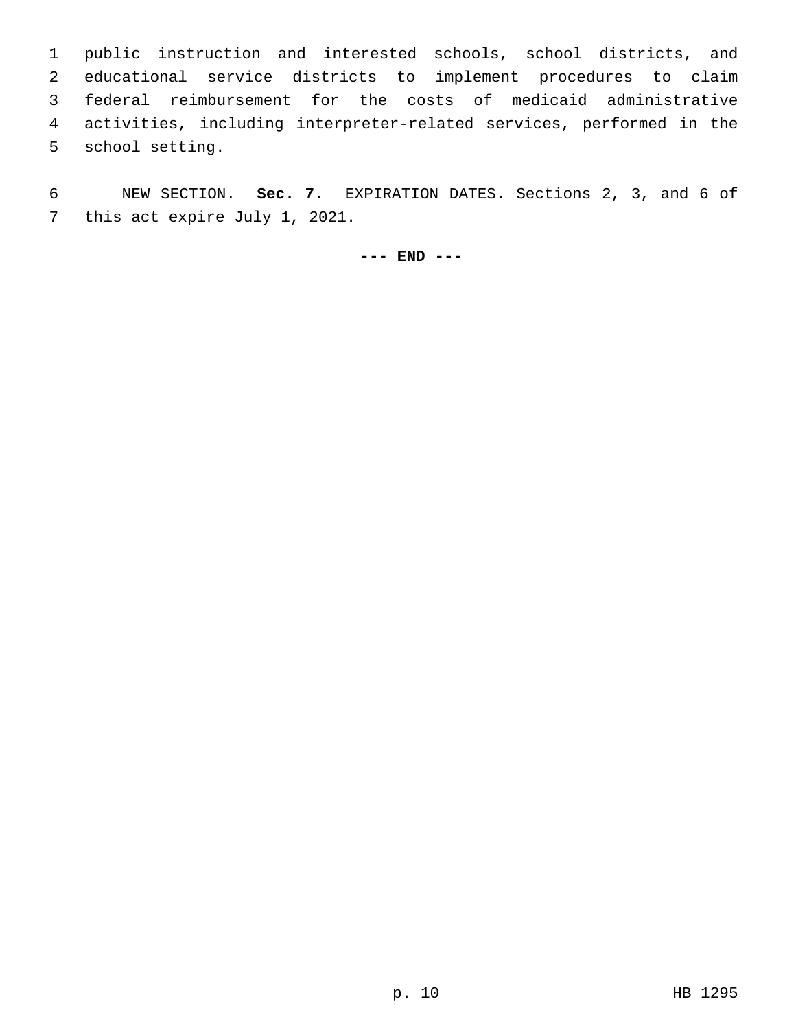public instruction and interested schools, school districts, and educational service districts to implement procedures to claim federal reimbursement for the costs of medicaid administrative activities, including interpreter-related services, performed in the school setting.

NEW SECTION. **Sec. 7.** EXPIRATION DATES. Sections 2, 3, and 6 of this act expire July 1, 2021.

**--- END ---**